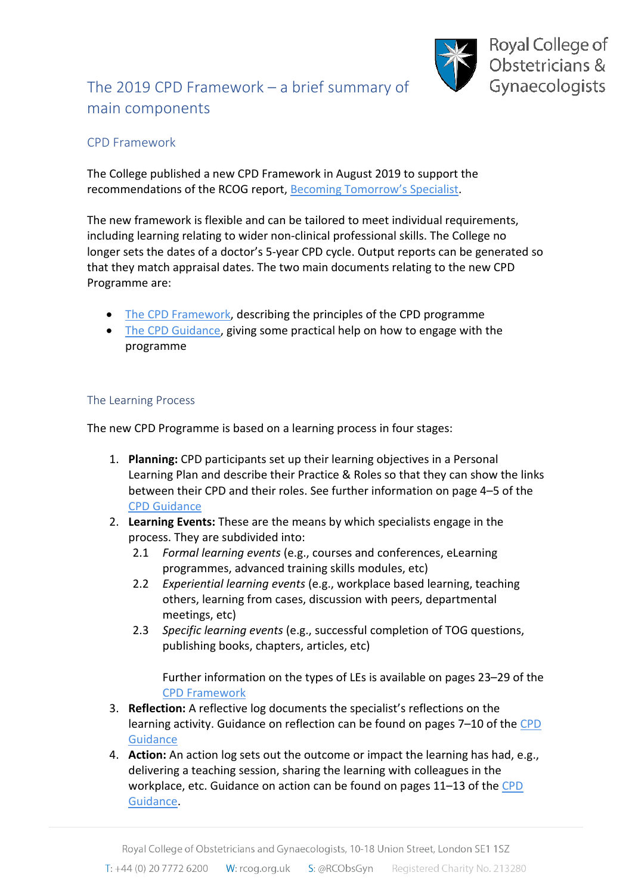# The 2019 CPD Framework – a brief summary of main components

Royal College of Obstetricians & Gynaecologists

## CPD Framework

The College published a new CPD Framework in August 2019 to support the recommendations of the RCOG report, Becoming Tomorrow's Specialist.

The new framework is flexible and can be tailored to meet individual requirements, including learning relating to wider non-clinical professional skills. The College no longer sets the dates of a doctor's 5-year CPD cycle. Output reports can be generated so that they match appraisal dates. The two main documents relating to the new CPD Programme are:

- The CPD Framework, describing the principles of the CPD programme
- The CPD Guidance, giving some practical help on how to engage with the programme

## The Learning Process

The new CPD Programme is based on a learning process in four stages:

1. **Planning:** CPD participants set up their learning objectives in a Personal Learning Plan and describe their Practice & Roles so that they can show the links between their CPD and their roles. See further information on page 4–5 of the CPD Guidance
2. **Learning Events:** These are the means by which specialists engage in the process. They are subdivided into:
   - 2.1 *Formal learning events* (e.g., courses and conferences, eLearning programmes, advanced training skills modules, etc)
   - 2.2 *Experiential learning events* (e.g., workplace based learning, teaching others, learning from cases, discussion with peers, departmental meetings, etc)
   - 2.3 *Specific learning events* (e.g., successful completion of TOG questions, publishing books, chapters, articles, etc)

   Further information on the types of LEs is available on pages 23–29 of the CPD Framework
3. **Reflection:** A reflective log documents the specialist's reflections on the learning activity. Guidance on reflection can be found on pages 7–10 of the CPD Guidance
4. **Action:** An action log sets out the outcome or impact the learning has had, e.g., delivering a teaching session, sharing the learning with colleagues in the workplace, etc. Guidance on action can be found on pages 11–13 of the CPD Guidance.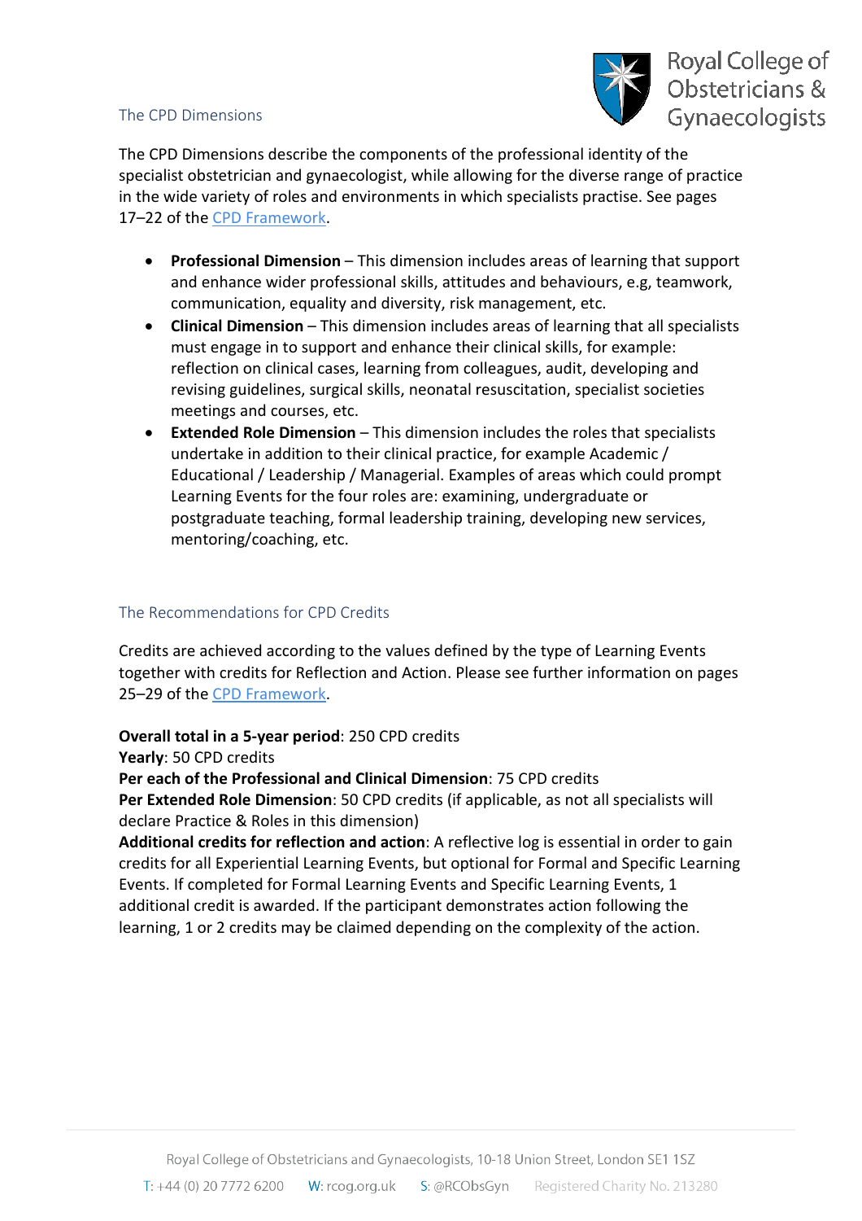## The CPD Dimensions

The CPD Dimensions describe the components of the professional identity of the specialist obstetrician and gynaecologist, while allowing for the diverse range of practice in the wide variety of roles and environments in which specialists practise. See pages 17–22 of the CPD Framework.

- **Professional Dimension** – This dimension includes areas of learning that support and enhance wider professional skills, attitudes and behaviours, e.g, teamwork, communication, equality and diversity, risk management, etc.
- **Clinical Dimension** – This dimension includes areas of learning that all specialists must engage in to support and enhance their clinical skills, for example: reflection on clinical cases, learning from colleagues, audit, developing and revising guidelines, surgical skills, neonatal resuscitation, specialist societies meetings and courses, etc.
- **Extended Role Dimension** – This dimension includes the roles that specialists undertake in addition to their clinical practice, for example Academic / Educational / Leadership / Managerial. Examples of areas which could prompt Learning Events for the four roles are: examining, undergraduate or postgraduate teaching, formal leadership training, developing new services, mentoring/coaching, etc.

## The Recommendations for CPD Credits

Credits are achieved according to the values defined by the type of Learning Events together with credits for Reflection and Action. Please see further information on pages 25–29 of the CPD Framework.

**Overall total in a 5-year period**: 250 CPD credits
**Yearly**: 50 CPD credits
**Per each of the Professional and Clinical Dimension**: 75 CPD credits
**Per Extended Role Dimension**: 50 CPD credits (if applicable, as not all specialists will declare Practice & Roles in this dimension)
**Additional credits for reflection and action**: A reflective log is essential in order to gain credits for all Experiential Learning Events, but optional for Formal and Specific Learning Events. If completed for Formal Learning Events and Specific Learning Events, 1 additional credit is awarded. If the participant demonstrates action following the learning, 1 or 2 credits may be claimed depending on the complexity of the action.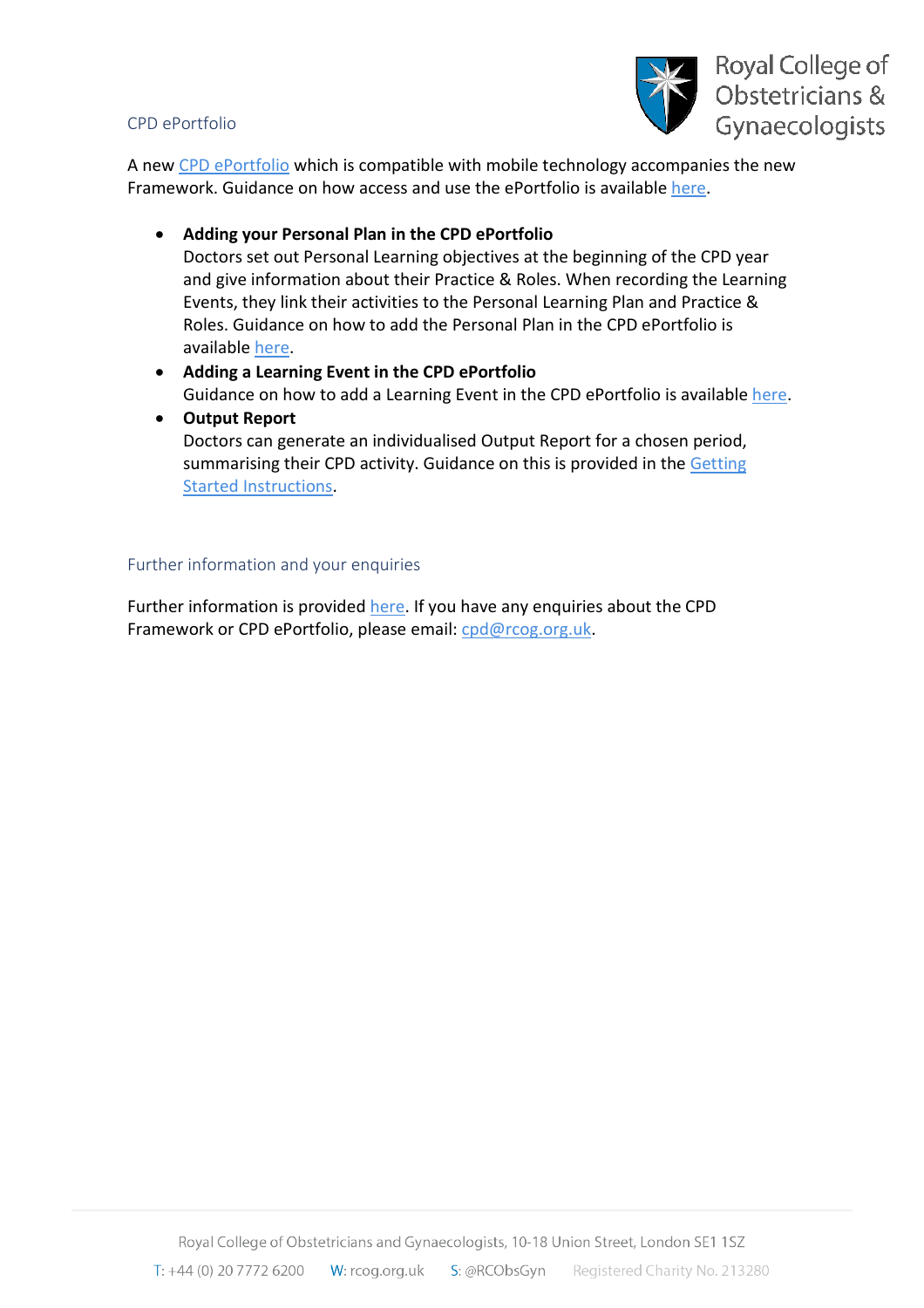## CPD ePortfolio

A new CPD ePortfolio which is compatible with mobile technology accompanies the new Framework. Guidance on how access and use the ePortfolio is available here.

- **Adding your Personal Plan in the CPD ePortfolio**
  Doctors set out Personal Learning objectives at the beginning of the CPD year and give information about their Practice & Roles. When recording the Learning Events, they link their activities to the Personal Learning Plan and Practice & Roles. Guidance on how to add the Personal Plan in the CPD ePortfolio is available here.
- **Adding a Learning Event in the CPD ePortfolio**
  Guidance on how to add a Learning Event in the CPD ePortfolio is available here.
- **Output Report**
  Doctors can generate an individualised Output Report for a chosen period, summarising their CPD activity. Guidance on this is provided in the Getting Started Instructions.

## Further information and your enquiries

Further information is provided here. If you have any enquiries about the CPD Framework or CPD ePortfolio, please email: cpd@rcog.org.uk.